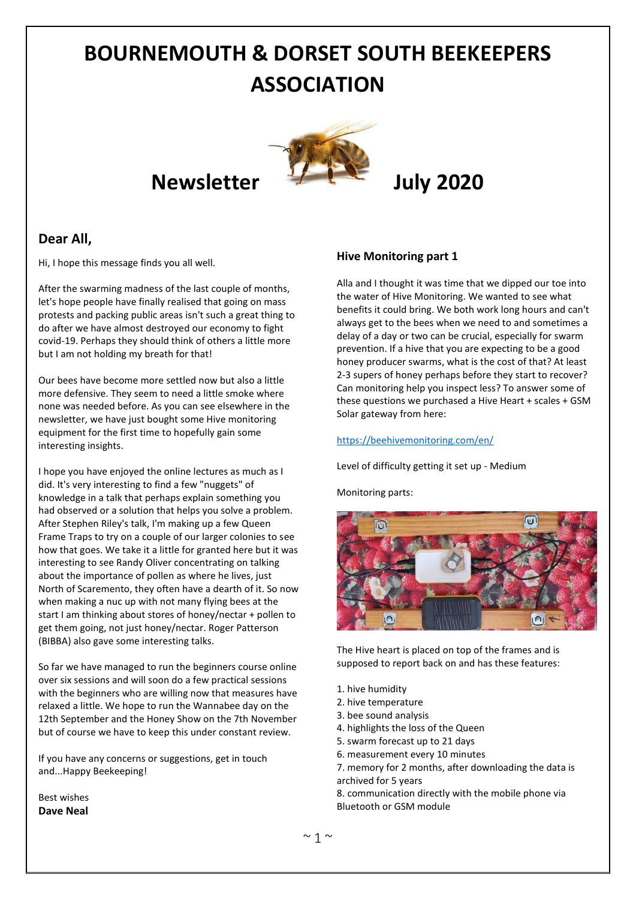# BOURNEMOUTH & DORSET SOUTH BEEKEEPERS ASSOCIATION

## Newsletter July 2020

## Dear All,

Hi, I hope this message finds you all well.

After the swarming madness of the last couple of months, let's hope people have finally realised that going on mass protests and packing public areas isn't such a great thing to do after we have almost destroyed our economy to fight covid-19. Perhaps they should think of others a little more but I am not holding my breath for that!

Our bees have become more settled now but also a little more defensive. They seem to need a little smoke where none was needed before. As you can see elsewhere in the newsletter, we have just bought some Hive monitoring equipment for the first time to hopefully gain some interesting insights.

I hope you have enjoyed the online lectures as much as I did. It's very interesting to find a few "nuggets" of knowledge in a talk that perhaps explain something you had observed or a solution that helps you solve a problem. After Stephen Riley's talk, I'm making up a few Queen Frame Traps to try on a couple of our larger colonies to see how that goes. We take it a little for granted here but it was interesting to see Randy Oliver concentrating on talking about the importance of pollen as where he lives, just North of Scaremento, they often have a dearth of it. So now when making a nuc up with not many flying bees at the start I am thinking about stores of honey/nectar + pollen to get them going, not just honey/nectar. Roger Patterson (BIBBA) also gave some interesting talks.

So far we have managed to run the beginners course online over six sessions and will soon do a few practical sessions with the beginners who are willing now that measures have relaxed a little. We hope to run the Wannabee day on the 12th September and the Honey Show on the 7th November but of course we have to keep this under constant review.

If you have any concerns or suggestions, get in touch and...Happy Beekeeping!

Best wishes
**Dave Neal**

### Hive Monitoring part 1

Alla and I thought it was time that we dipped our toe into the water of Hive Monitoring. We wanted to see what benefits it could bring. We both work long hours and can't always get to the bees when we need to and sometimes a delay of a day or two can be crucial, especially for swarm prevention. If a hive that you are expecting to be a good honey producer swarms, what is the cost of that? At least 2-3 supers of honey perhaps before they start to recover? Can monitoring help you inspect less? To answer some of these questions we purchased a Hive Heart + scales + GSM Solar gateway from here:

https://beehivemonitoring.com/en/

Level of difficulty getting it set up - Medium

Monitoring parts:

The Hive heart is placed on top of the frames and is supposed to report back on and has these features:

1. hive humidity
2. hive temperature
3. bee sound analysis
4. highlights the loss of the Queen
5. swarm forecast up to 21 days
6. measurement every 10 minutes
7. memory for 2 months, after downloading the data is archived for 5 years
8. communication directly with the mobile phone via Bluetooth or GSM module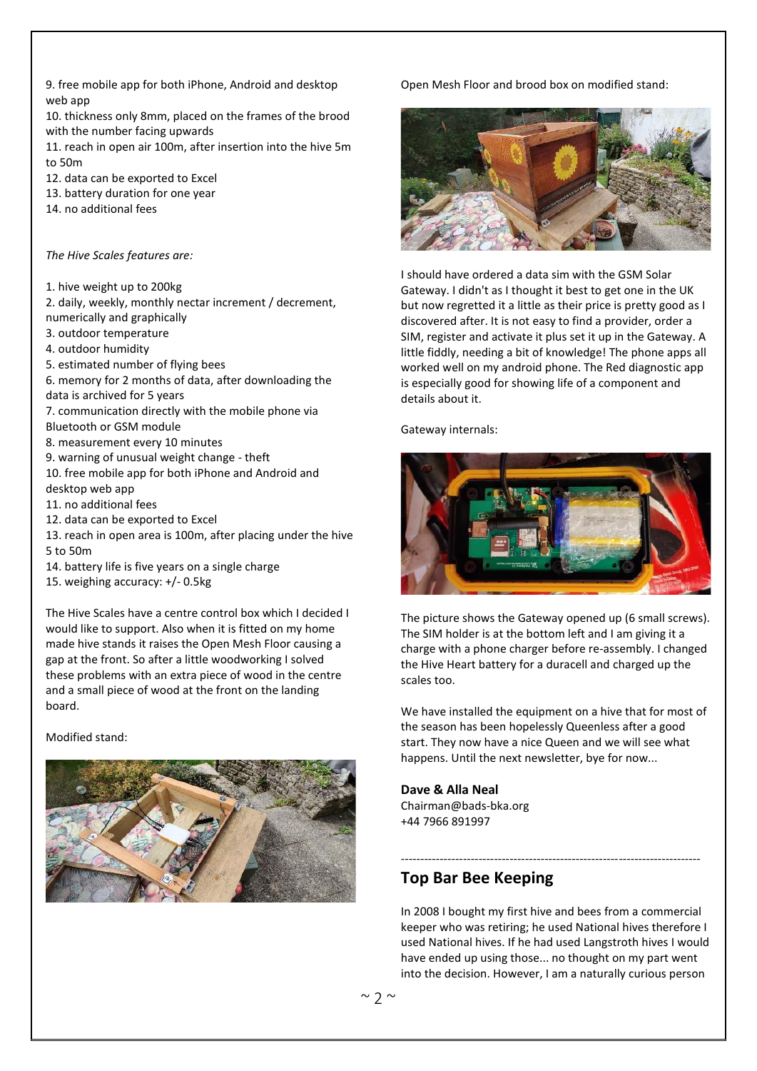9. free mobile app for both iPhone, Android and desktop web app
10. thickness only 8mm, placed on the frames of the brood with the number facing upwards
11. reach in open air 100m, after insertion into the hive 5m to 50m
12. data can be exported to Excel
13. battery duration for one year
14. no additional fees

*The Hive Scales features are:*

1. hive weight up to 200kg
2. daily, weekly, monthly nectar increment / decrement, numerically and graphically
3. outdoor temperature
4. outdoor humidity
5. estimated number of flying bees
6. memory for 2 months of data, after downloading the data is archived for 5 years
7. communication directly with the mobile phone via Bluetooth or GSM module
8. measurement every 10 minutes
9. warning of unusual weight change - theft
10. free mobile app for both iPhone and Android and desktop web app
11. no additional fees
12. data can be exported to Excel
13. reach in open area is 100m, after placing under the hive 5 to 50m
14. battery life is five years on a single charge
15. weighing accuracy: +/- 0.5kg

The Hive Scales have a centre control box which I decided I would like to support. Also when it is fitted on my home made hive stands it raises the Open Mesh Floor causing a gap at the front. So after a little woodworking I solved these problems with an extra piece of wood in the centre and a small piece of wood at the front on the landing board.

Modified stand:

Open Mesh Floor and brood box on modified stand:

I should have ordered a data sim with the GSM Solar Gateway. I didn't as I thought it best to get one in the UK but now regretted it a little as their price is pretty good as I discovered after. It is not easy to find a provider, order a SIM, register and activate it plus set it up in the Gateway. A little fiddly, needing a bit of knowledge! The phone apps all worked well on my android phone. The Red diagnostic app is especially good for showing life of a component and details about it.

Gateway internals:

The picture shows the Gateway opened up (6 small screws). The SIM holder is at the bottom left and I am giving it a charge with a phone charger before re-assembly. I changed the Hive Heart battery for a duracell and charged up the scales too.

We have installed the equipment on a hive that for most of the season has been hopelessly Queenless after a good start. They now have a nice Queen and we will see what happens. Until the next newsletter, bye for now...

**Dave & Alla Neal**
Chairman@bads-bka.org
+44 7966 891997

---

## Top Bar Bee Keeping

In 2008 I bought my first hive and bees from a commercial keeper who was retiring; he used National hives therefore I used National hives. If he had used Langstroth hives I would have ended up using those... no thought on my part went into the decision. However, I am a naturally curious person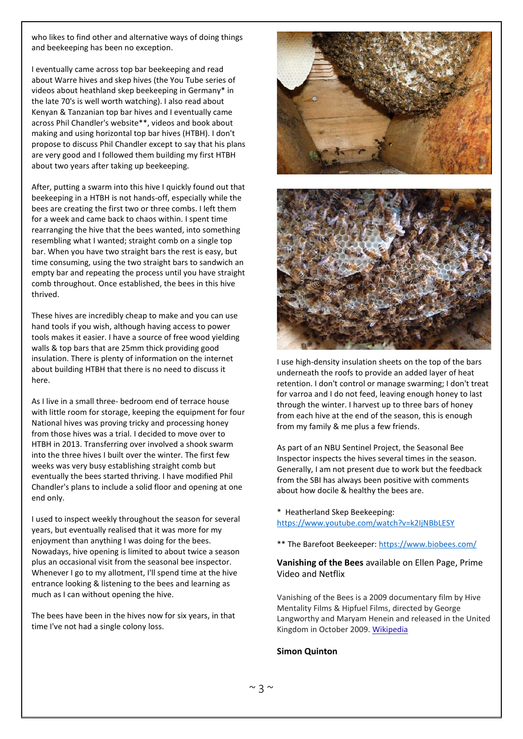who likes to find other and alternative ways of doing things and beekeeping has been no exception.

I eventually came across top bar beekeeping and read about Warre hives and skep hives (the You Tube series of videos about heathland skep beekeeping in Germany* in the late 70's is well worth watching). I also read about Kenyan & Tanzanian top bar hives and I eventually came across Phil Chandler's website**, videos and book about making and using horizontal top bar hives (HTBH). I don't propose to discuss Phil Chandler except to say that his plans are very good and I followed them building my first HTBH about two years after taking up beekeeping.

After, putting a swarm into this hive I quickly found out that beekeeping in a HTBH is not hands-off, especially while the bees are creating the first two or three combs. I left them for a week and came back to chaos within. I spent time rearranging the hive that the bees wanted, into something resembling what I wanted; straight comb on a single top bar. When you have two straight bars the rest is easy, but time consuming, using the two straight bars to sandwich an empty bar and repeating the process until you have straight comb throughout. Once established, the bees in this hive thrived.

These hives are incredibly cheap to make and you can use hand tools if you wish, although having access to power tools makes it easier. I have a source of free wood yielding walls & top bars that are 25mm thick providing good insulation. There is plenty of information on the internet about building HTBH that there is no need to discuss it here.

As I live in a small three- bedroom end of terrace house with little room for storage, keeping the equipment for four National hives was proving tricky and processing honey from those hives was a trial. I decided to move over to HTBH in 2013. Transferring over involved a shook swarm into the three hives I built over the winter. The first few weeks was very busy establishing straight comb but eventually the bees started thriving. I have modified Phil Chandler's plans to include a solid floor and opening at one end only.

I used to inspect weekly throughout the season for several years, but eventually realised that it was more for my enjoyment than anything I was doing for the bees. Nowadays, hive opening is limited to about twice a season plus an occasional visit from the seasonal bee inspector. Whenever I go to my allotment, I'll spend time at the hive entrance looking & listening to the bees and learning as much as I can without opening the hive.

The bees have been in the hives now for six years, in that time I've not had a single colony loss.

I use high-density insulation sheets on the top of the bars underneath the roofs to provide an added layer of heat retention. I don't control or manage swarming; I don't treat for varroa and I do not feed, leaving enough honey to last through the winter. I harvest up to three bars of honey from each hive at the end of the season, this is enough from my family & me plus a few friends.

As part of an NBU Sentinel Project, the Seasonal Bee Inspector inspects the hives several times in the season. Generally, I am not present due to work but the feedback from the SBI has always been positive with comments about how docile & healthy the bees are.

\* Heatherland Skep Beekeeping: https://www.youtube.com/watch?v=k2IjNBbLESY

\*\* The Barefoot Beekeeper: https://www.biobees.com/

**Vanishing of the Bees** available on Ellen Page, Prime Video and Netflix

Vanishing of the Bees is a 2009 documentary film by Hive Mentality Films & Hipfuel Films, directed by George Langworthy and Maryam Henein and released in the United Kingdom in October 2009. Wikipedia

**Simon Quinton**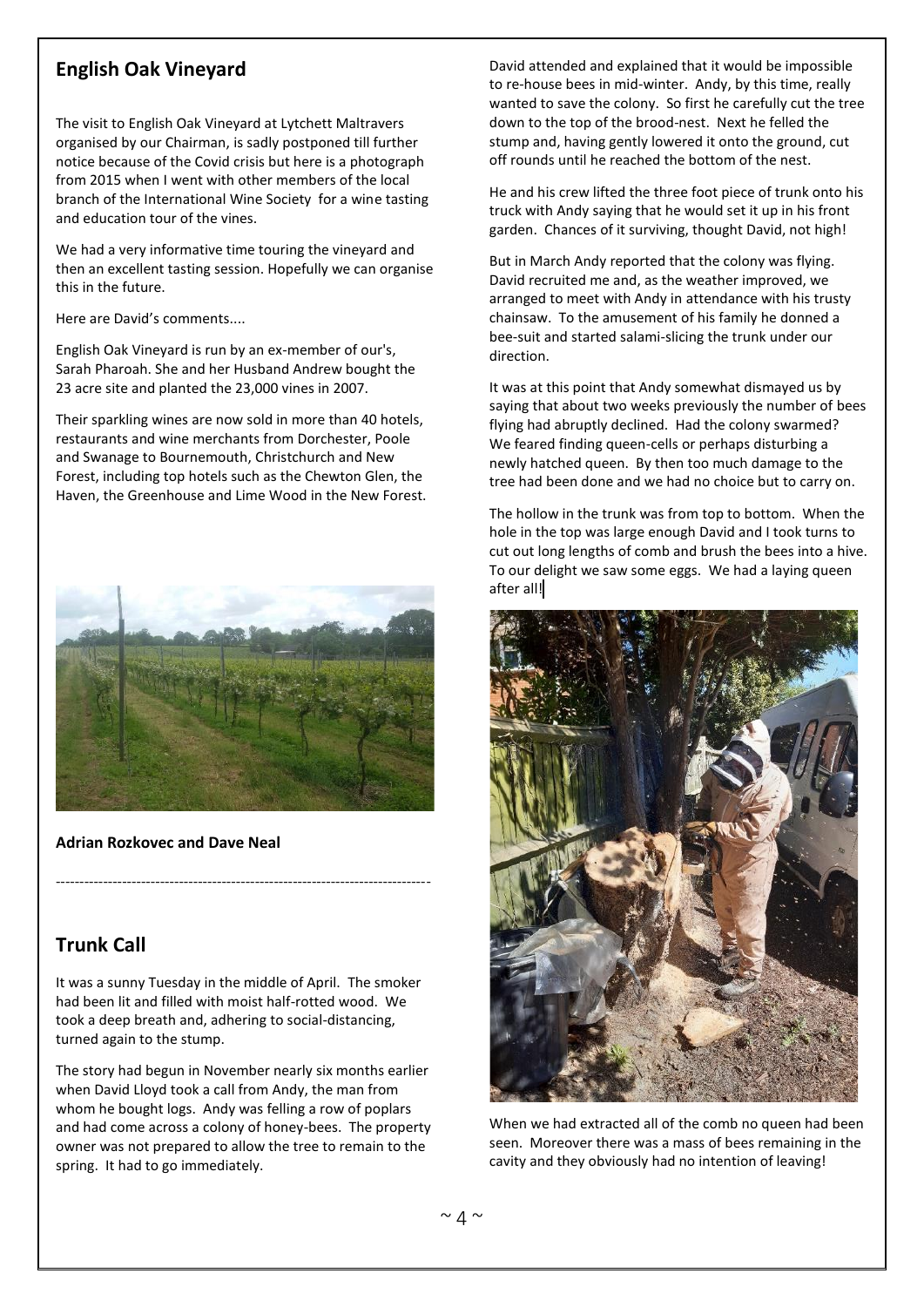## English Oak Vineyard

The visit to English Oak Vineyard at Lytchett Maltravers organised by our Chairman, is sadly postponed till further notice because of the Covid crisis but here is a photograph from 2015 when I went with other members of the local branch of the International Wine Society for a wine tasting and education tour of the vines.

We had a very informative time touring the vineyard and then an excellent tasting session. Hopefully we can organise this in the future.

Here are David's comments....

English Oak Vineyard is run by an ex-member of our's, Sarah Pharoah. She and her Husband Andrew bought the 23 acre site and planted the 23,000 vines in 2007.

Their sparkling wines are now sold in more than 40 hotels, restaurants and wine merchants from Dorchester, Poole and Swanage to Bournemouth, Christchurch and New Forest, including top hotels such as the Chewton Glen, the Haven, the Greenhouse and Lime Wood in the New Forest.

**Adrian Rozkovec and Dave Neal**

---

## Trunk Call

It was a sunny Tuesday in the middle of April. The smoker had been lit and filled with moist half-rotted wood. We took a deep breath and, adhering to social-distancing, turned again to the stump.

The story had begun in November nearly six months earlier when David Lloyd took a call from Andy, the man from whom he bought logs. Andy was felling a row of poplars and had come across a colony of honey-bees. The property owner was not prepared to allow the tree to remain to the spring. It had to go immediately.

David attended and explained that it would be impossible to re-house bees in mid-winter. Andy, by this time, really wanted to save the colony. So first he carefully cut the tree down to the top of the brood-nest. Next he felled the stump and, having gently lowered it onto the ground, cut off rounds until he reached the bottom of the nest.

He and his crew lifted the three foot piece of trunk onto his truck with Andy saying that he would set it up in his front garden. Chances of it surviving, thought David, not high!

But in March Andy reported that the colony was flying. David recruited me and, as the weather improved, we arranged to meet with Andy in attendance with his trusty chainsaw. To the amusement of his family he donned a bee-suit and started salami-slicing the trunk under our direction.

It was at this point that Andy somewhat dismayed us by saying that about two weeks previously the number of bees flying had abruptly declined. Had the colony swarmed? We feared finding queen-cells or perhaps disturbing a newly hatched queen. By then too much damage to the tree had been done and we had no choice but to carry on.

The hollow in the trunk was from top to bottom. When the hole in the top was large enough David and I took turns to cut out long lengths of comb and brush the bees into a hive. To our delight we saw some eggs. We had a laying queen after all!

When we had extracted all of the comb no queen had been seen. Moreover there was a mass of bees remaining in the cavity and they obviously had no intention of leaving!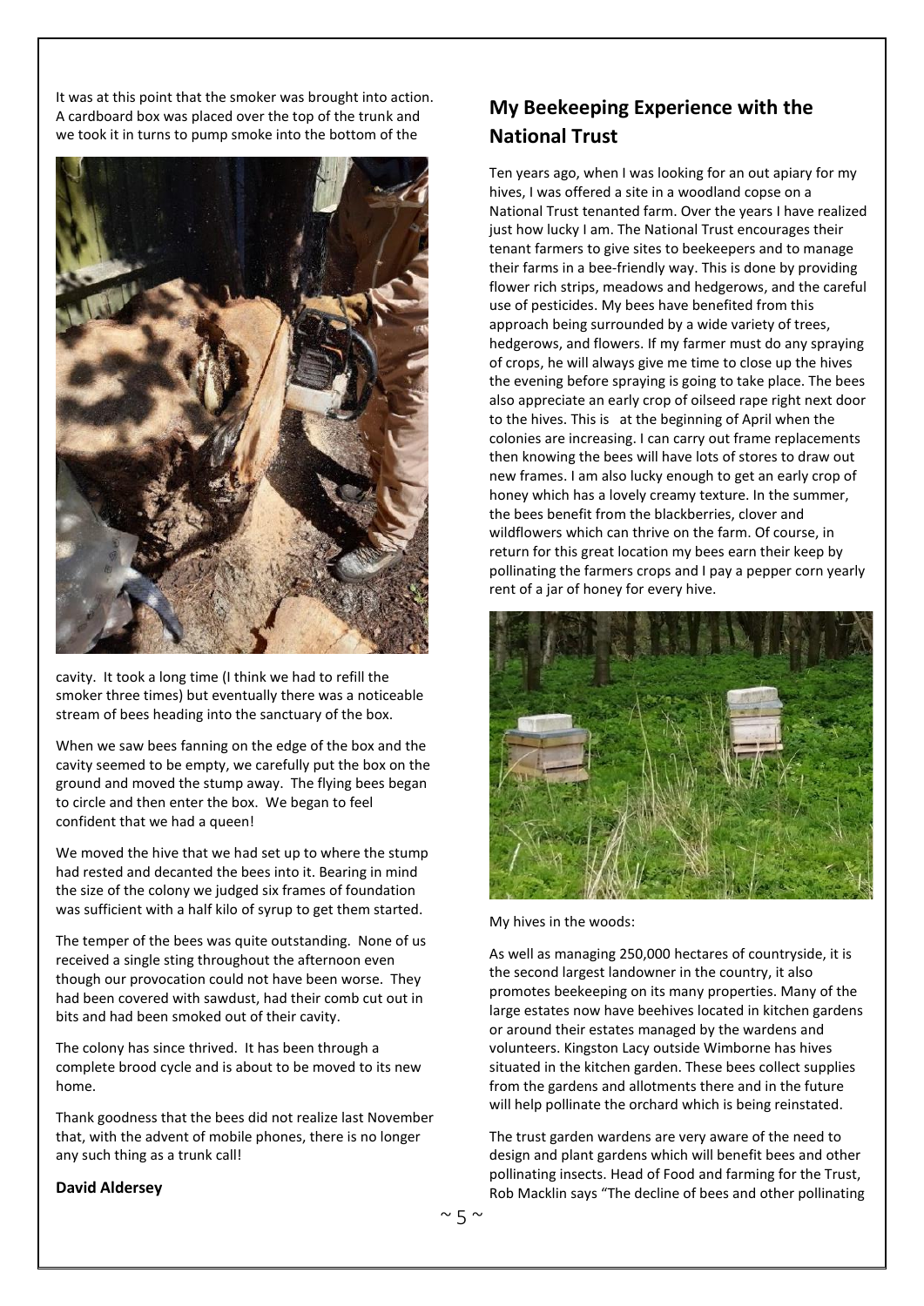It was at this point that the smoker was brought into action. A cardboard box was placed over the top of the trunk and we took it in turns to pump smoke into the bottom of the cavity. It took a long time (I think we had to refill the smoker three times) but eventually there was a noticeable stream of bees heading into the sanctuary of the box.

When we saw bees fanning on the edge of the box and the cavity seemed to be empty, we carefully put the box on the ground and moved the stump away. The flying bees began to circle and then enter the box. We began to feel confident that we had a queen!

We moved the hive that we had set up to where the stump had rested and decanted the bees into it. Bearing in mind the size of the colony we judged six frames of foundation was sufficient with a half kilo of syrup to get them started.

The temper of the bees was quite outstanding. None of us received a single sting throughout the afternoon even though our provocation could not have been worse. They had been covered with sawdust, had their comb cut out in bits and had been smoked out of their cavity.

The colony has since thrived. It has been through a complete brood cycle and is about to be moved to its new home.

Thank goodness that the bees did not realize last November that, with the advent of mobile phones, there is no longer any such thing as a trunk call!

**David Aldersey**

## My Beekeeping Experience with the National Trust

Ten years ago, when I was looking for an out apiary for my hives, I was offered a site in a woodland copse on a National Trust tenanted farm. Over the years I have realized just how lucky I am. The National Trust encourages their tenant farmers to give sites to beekeepers and to manage their farms in a bee-friendly way. This is done by providing flower rich strips, meadows and hedgerows, and the careful use of pesticides. My bees have benefited from this approach being surrounded by a wide variety of trees, hedgerows, and flowers. If my farmer must do any spraying of crops, he will always give me time to close up the hives the evening before spraying is going to take place. The bees also appreciate an early crop of oilseed rape right next door to the hives. This is at the beginning of April when the colonies are increasing. I can carry out frame replacements then knowing the bees will have lots of stores to draw out new frames. I am also lucky enough to get an early crop of honey which has a lovely creamy texture. In the summer, the bees benefit from the blackberries, clover and wildflowers which can thrive on the farm. Of course, in return for this great location my bees earn their keep by pollinating the farmers crops and I pay a pepper corn yearly rent of a jar of honey for every hive.

My hives in the woods:

As well as managing 250,000 hectares of countryside, it is the second largest landowner in the country, it also promotes beekeeping on its many properties. Many of the large estates now have beehives located in kitchen gardens or around their estates managed by the wardens and volunteers. Kingston Lacy outside Wimborne has hives situated in the kitchen garden. These bees collect supplies from the gardens and allotments there and in the future will help pollinate the orchard which is being reinstated.

The trust garden wardens are very aware of the need to design and plant gardens which will benefit bees and other pollinating insects. Head of Food and farming for the Trust, Rob Macklin says "The decline of bees and other pollinating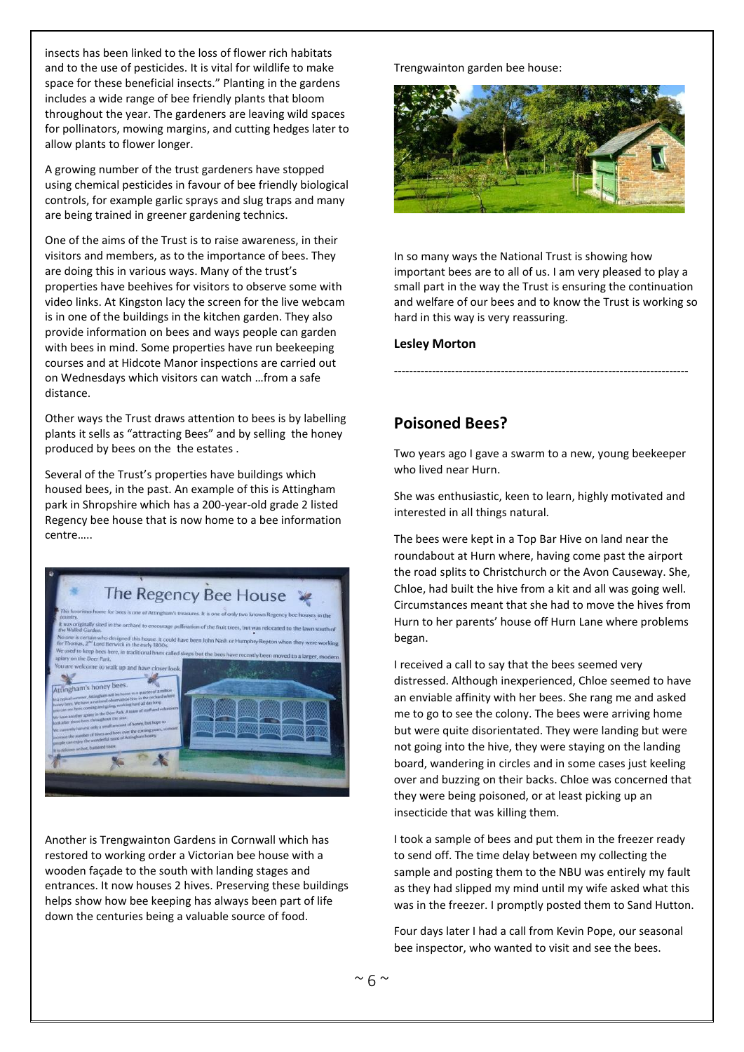insects has been linked to the loss of flower rich habitats and to the use of pesticides. It is vital for wildlife to make space for these beneficial insects." Planting in the gardens includes a wide range of bee friendly plants that bloom throughout the year. The gardeners are leaving wild spaces for pollinators, mowing margins, and cutting hedges later to allow plants to flower longer.

A growing number of the trust gardeners have stopped using chemical pesticides in favour of bee friendly biological controls, for example garlic sprays and slug traps and many are being trained in greener gardening technics.

One of the aims of the Trust is to raise awareness, in their visitors and members, as to the importance of bees. They are doing this in various ways. Many of the trust's properties have beehives for visitors to observe some with video links. At Kingston lacy the screen for the live webcam is in one of the buildings in the kitchen garden. They also provide information on bees and ways people can garden with bees in mind. Some properties have run beekeeping courses and at Hidcote Manor inspections are carried out on Wednesdays which visitors can watch …from a safe distance.

Other ways the Trust draws attention to bees is by labelling plants it sells as "attracting Bees" and by selling the honey produced by bees on the the estates .

Several of the Trust's properties have buildings which housed bees, in the past. An example of this is Attingham park in Shropshire which has a 200-year-old grade 2 listed Regency bee house that is now home to a bee information centre…..

Another is Trengwainton Gardens in Cornwall which has restored to working order a Victorian bee house with a wooden façade to the south with landing stages and entrances. It now houses 2 hives. Preserving these buildings helps show how bee keeping has always been part of life down the centuries being a valuable source of food.

Trengwainton garden bee house:

In so many ways the National Trust is showing how important bees are to all of us. I am very pleased to play a small part in the way the Trust is ensuring the continuation and welfare of our bees and to know the Trust is working so hard in this way is very reassuring.

**Lesley Morton**

---

## Poisoned Bees?

Two years ago I gave a swarm to a new, young beekeeper who lived near Hurn.

She was enthusiastic, keen to learn, highly motivated and interested in all things natural.

The bees were kept in a Top Bar Hive on land near the roundabout at Hurn where, having come past the airport the road splits to Christchurch or the Avon Causeway. She, Chloe, had built the hive from a kit and all was going well. Circumstances meant that she had to move the hives from Hurn to her parents' house off Hurn Lane where problems began.

I received a call to say that the bees seemed very distressed. Although inexperienced, Chloe seemed to have an enviable affinity with her bees. She rang me and asked me to go to see the colony. The bees were arriving home but were quite disorientated. They were landing but were not going into the hive, they were staying on the landing board, wandering in circles and in some cases just keeling over and buzzing on their backs. Chloe was concerned that they were being poisoned, or at least picking up an insecticide that was killing them.

I took a sample of bees and put them in the freezer ready to send off. The time delay between my collecting the sample and posting them to the NBU was entirely my fault as they had slipped my mind until my wife asked what this was in the freezer. I promptly posted them to Sand Hutton.

Four days later I had a call from Kevin Pope, our seasonal bee inspector, who wanted to visit and see the bees.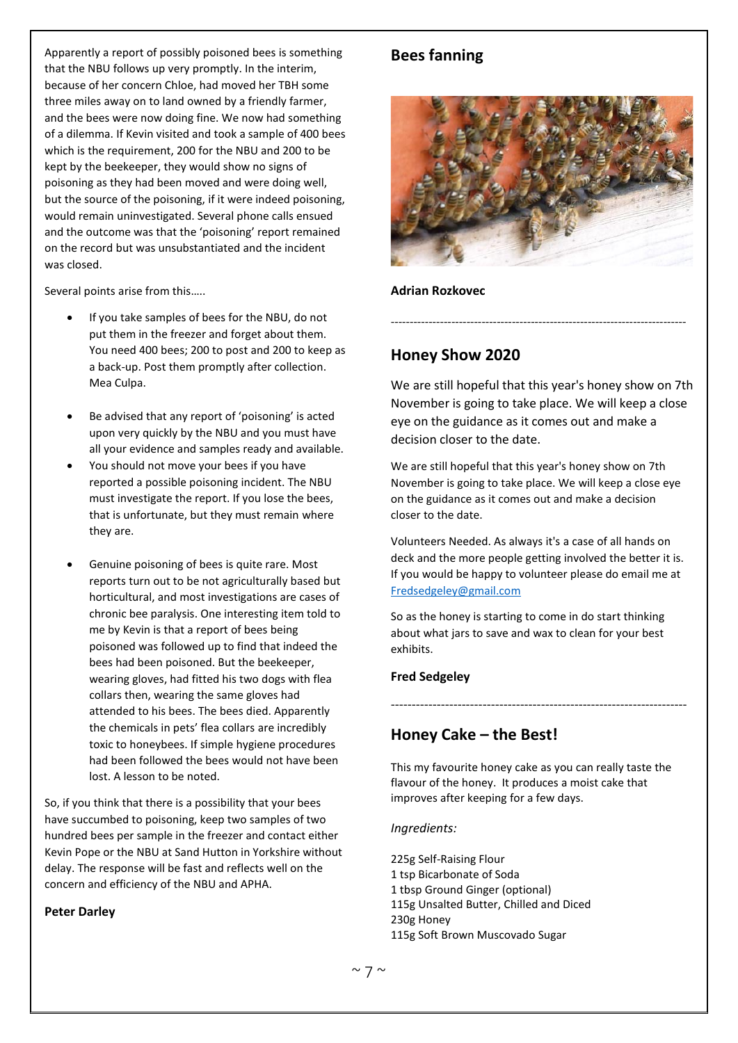Apparently a report of possibly poisoned bees is something that the NBU follows up very promptly. In the interim, because of her concern Chloe, had moved her TBH some three miles away on to land owned by a friendly farmer, and the bees were now doing fine. We now had something of a dilemma. If Kevin visited and took a sample of 400 bees which is the requirement, 200 for the NBU and 200 to be kept by the beekeeper, they would show no signs of poisoning as they had been moved and were doing well, but the source of the poisoning, if it were indeed poisoning, would remain uninvestigated. Several phone calls ensued and the outcome was that the 'poisoning' report remained on the record but was unsubstantiated and the incident was closed.

Several points arise from this…..

- If you take samples of bees for the NBU, do not put them in the freezer and forget about them. You need 400 bees; 200 to post and 200 to keep as a back-up. Post them promptly after collection. Mea Culpa.
- Be advised that any report of 'poisoning' is acted upon very quickly by the NBU and you must have all your evidence and samples ready and available.
- You should not move your bees if you have reported a possible poisoning incident. The NBU must investigate the report. If you lose the bees, that is unfortunate, but they must remain where they are.
- Genuine poisoning of bees is quite rare. Most reports turn out to be not agriculturally based but horticultural, and most investigations are cases of chronic bee paralysis. One interesting item told to me by Kevin is that a report of bees being poisoned was followed up to find that indeed the bees had been poisoned. But the beekeeper, wearing gloves, had fitted his two dogs with flea collars then, wearing the same gloves had attended to his bees. The bees died. Apparently the chemicals in pets' flea collars are incredibly toxic to honeybees. If simple hygiene procedures had been followed the bees would not have been lost. A lesson to be noted.

So, if you think that there is a possibility that your bees have succumbed to poisoning, keep two samples of two hundred bees per sample in the freezer and contact either Kevin Pope or the NBU at Sand Hutton in Yorkshire without delay. The response will be fast and reflects well on the concern and efficiency of the NBU and APHA.

**Peter Darley**

## Bees fanning

**Adrian Rozkovec**

---

## Honey Show 2020

We are still hopeful that this year's honey show on 7th November is going to take place. We will keep a close eye on the guidance as it comes out and make a decision closer to the date.

We are still hopeful that this year's honey show on 7th November is going to take place. We will keep a close eye on the guidance as it comes out and make a decision closer to the date.

Volunteers Needed. As always it's a case of all hands on deck and the more people getting involved the better it is. If you would be happy to volunteer please do email me at Fredsedgeley@gmail.com

So as the honey is starting to come in do start thinking about what jars to save and wax to clean for your best exhibits.

**Fred Sedgeley**

---

## Honey Cake – the Best!

This my favourite honey cake as you can really taste the flavour of the honey. It produces a moist cake that improves after keeping for a few days.

*Ingredients:*

225g Self-Raising Flour
1 tsp Bicarbonate of Soda
1 tbsp Ground Ginger (optional)
115g Unsalted Butter, Chilled and Diced
230g Honey
115g Soft Brown Muscovado Sugar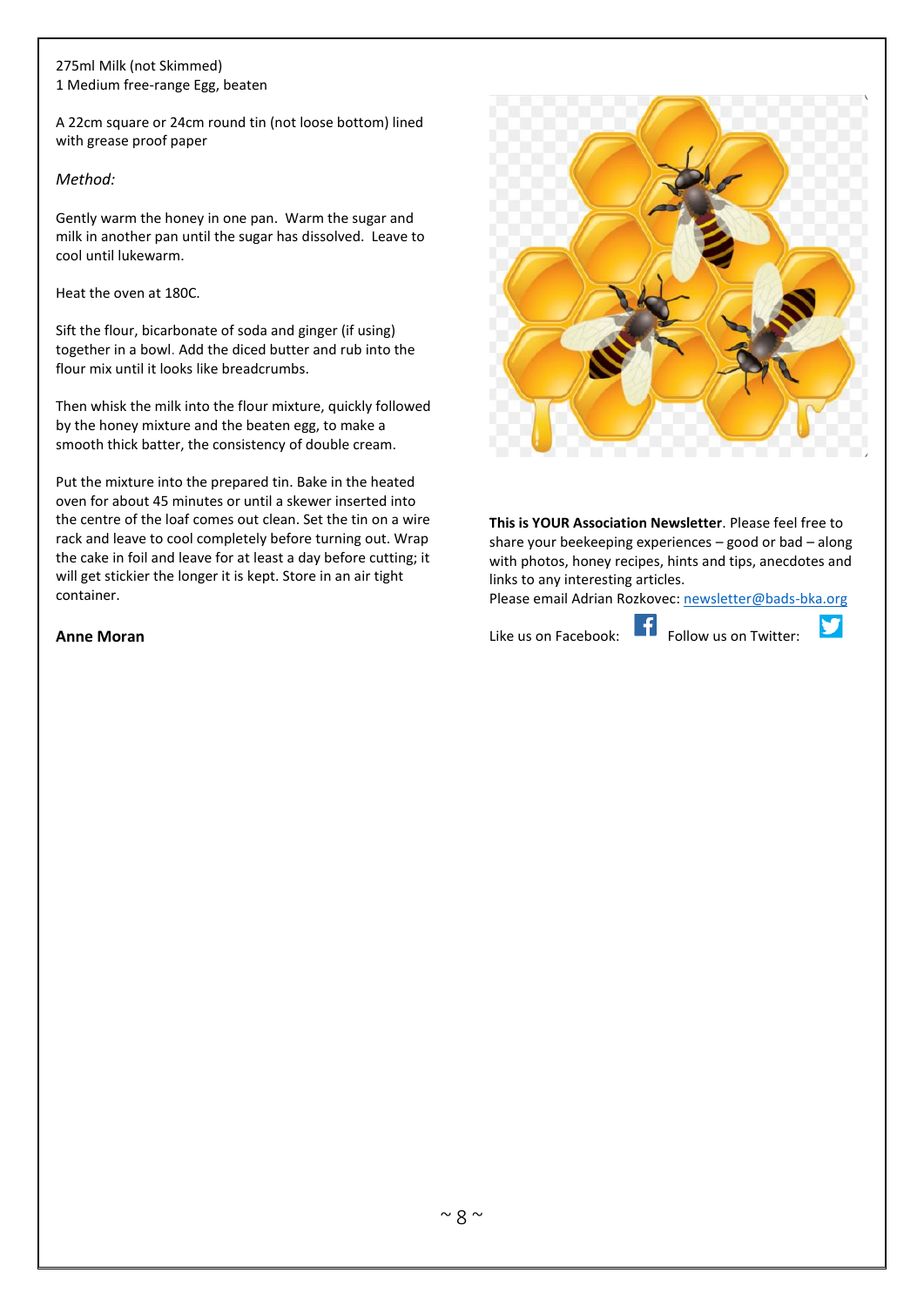275ml Milk (not Skimmed)
1 Medium free-range Egg, beaten

A 22cm square or 24cm round tin (not loose bottom) lined with grease proof paper

*Method:*

Gently warm the honey in one pan. Warm the sugar and milk in another pan until the sugar has dissolved. Leave to cool until lukewarm.

Heat the oven at 180C.

Sift the flour, bicarbonate of soda and ginger (if using) together in a bowl. Add the diced butter and rub into the flour mix until it looks like breadcrumbs.

Then whisk the milk into the flour mixture, quickly followed by the honey mixture and the beaten egg, to make a smooth thick batter, the consistency of double cream.

Put the mixture into the prepared tin. Bake in the heated oven for about 45 minutes or until a skewer inserted into the centre of the loaf comes out clean. Set the tin on a wire rack and leave to cool completely before turning out. Wrap the cake in foil and leave for at least a day before cutting; it will get stickier the longer it is kept. Store in an air tight container.

**Anne Moran**

**This is YOUR Association Newsletter**. Please feel free to share your beekeeping experiences – good or bad – along with photos, honey recipes, hints and tips, anecdotes and links to any interesting articles.
Please email Adrian Rozkovec: newsletter@bads-bka.org

Like us on Facebook: Follow us on Twitter: